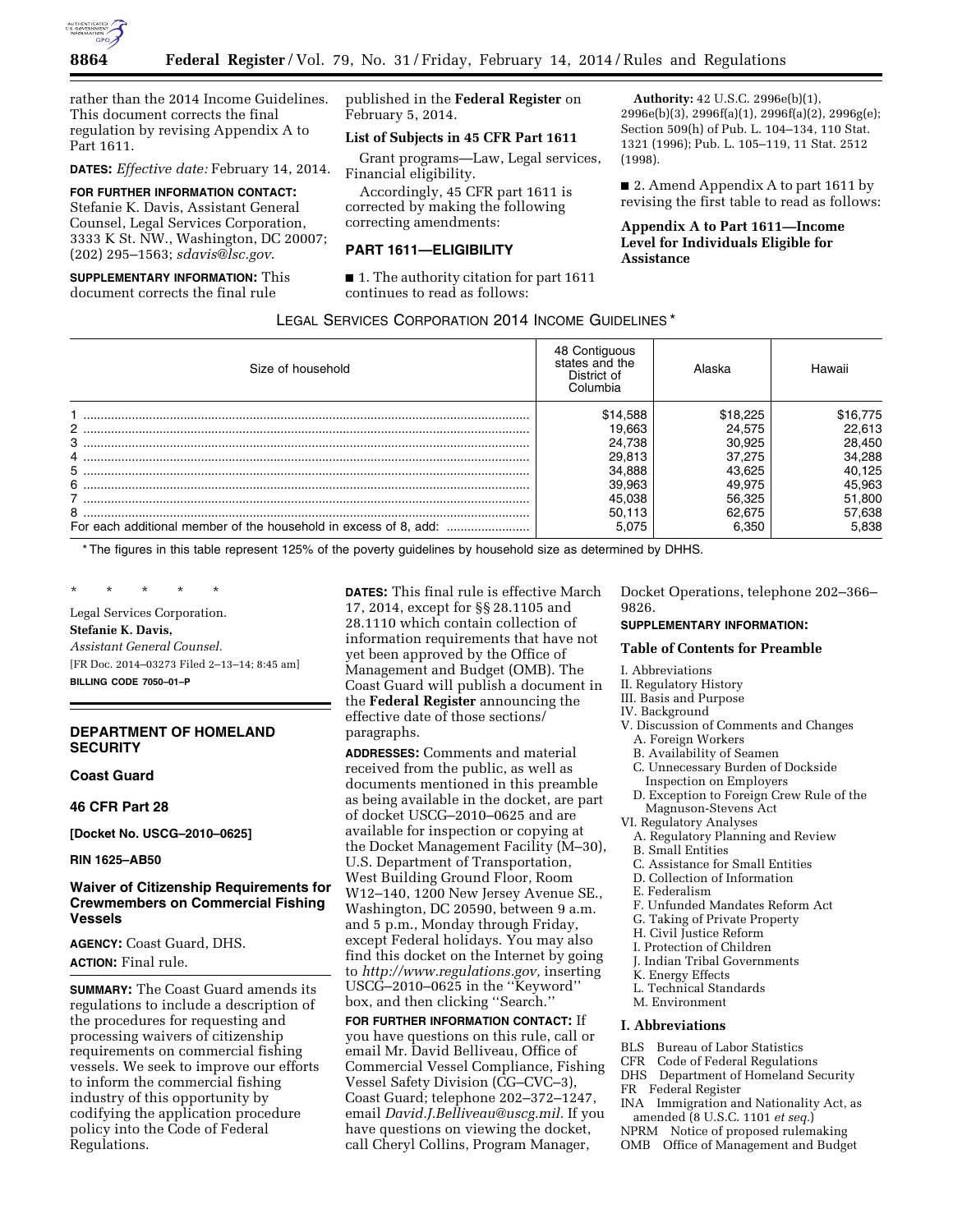rather than the 2014 Income Guidelines. This document corrects the final regulation by revising Appendix A to Part 1611.

**DATES:** *Effective date:* February 14, 2014.

**FOR FURTHER INFORMATION CONTACT:** Stefanie K. Davis, Assistant General Counsel, Legal Services Corporation, 3333 K St. NW., Washington, DC 20007; (202) 295–1563; *sdavis@lsc.gov*.

**SUPPLEMENTARY INFORMATION:** This document corrects the final rule published in the **Federal Register** on February 5, 2014.

### List of Subjects in 45 CFR Part 1611

Grant programs—Law, Legal services, Financial eligibility.

Accordingly, 45 CFR part 1611 is corrected by making the following correcting amendments:

## PART 1611—ELIGIBILITY

■ 1. The authority citation for part 1611 continues to read as follows:

**Authority:** 42 U.S.C. 2996e(b)(1), 2996e(b)(3), 2996f(a)(1), 2996f(a)(2), 2996g(e); Section 509(h) of Pub. L. 104–134, 110 Stat. 1321 (1996); Pub. L. 105–119, 11 Stat. 2512 (1998).

■ 2. Amend Appendix A to part 1611 by revising the first table to read as follows:

### Appendix A to Part 1611—Income Level for Individuals Eligible for Assistance

LEGAL SERVICES CORPORATION 2014 INCOME GUIDELINES *

| Size of household | 48 Contiguous states and the District of Columbia | Alaska | Hawaii |
|---|---|---|---|
| 1 | $14,588 | $18,225 | $16,775 |
| 2 | 19,663 | 24,575 | 22,613 |
| 3 | 24,738 | 30,925 | 28,450 |
| 4 | 29,813 | 37,275 | 34,288 |
| 5 | 34,888 | 43,625 | 40,125 |
| 6 | 39,963 | 49,975 | 45,963 |
| 7 | 45,038 | 56,325 | 51,800 |
| 8 | 50,113 | 62,675 | 57,638 |
| For each additional member of the household in excess of 8, add: | 5,075 | 6,350 | 5,838 |

* The figures in this table represent 125% of the poverty guidelines by household size as determined by DHHS.

\* \* \* \* \*

Legal Services Corporation.

**Stefanie K. Davis,**

*Assistant General Counsel.*

[FR Doc. 2014–03273 Filed 2–13–14; 8:45 am]

**BILLING CODE 7050–01–P**

---

## DEPARTMENT OF HOMELAND SECURITY

### Coast Guard

### 46 CFR Part 28

**[Docket No. USCG–2010–0625]**

**RIN 1625–AB50**

## Waiver of Citizenship Requirements for Crewmembers on Commercial Fishing Vessels

**AGENCY:** Coast Guard, DHS.

**ACTION:** Final rule.

**SUMMARY:** The Coast Guard amends its regulations to include a description of the procedures for requesting and processing waivers of citizenship requirements on commercial fishing vessels. We seek to improve our efforts to inform the commercial fishing industry of this opportunity by codifying the application procedure policy into the Code of Federal Regulations.

**DATES:** This final rule is effective March 17, 2014, except for §§ 28.1105 and 28.1110 which contain collection of information requirements that have not yet been approved by the Office of Management and Budget (OMB). The Coast Guard will publish a document in the **Federal Register** announcing the effective date of those sections/paragraphs.

**ADDRESSES:** Comments and material received from the public, as well as documents mentioned in this preamble as being available in the docket, are part of docket USCG–2010–0625 and are available for inspection or copying at the Docket Management Facility (M–30), U.S. Department of Transportation, West Building Ground Floor, Room W12–140, 1200 New Jersey Avenue SE., Washington, DC 20590, between 9 a.m. and 5 p.m., Monday through Friday, except Federal holidays. You may also find this docket on the Internet by going to *http://www.regulations.gov,* inserting USCG–2010–0625 in the ''Keyword'' box, and then clicking ''Search.''

**FOR FURTHER INFORMATION CONTACT:** If you have questions on this rule, call or email Mr. David Belliveau, Office of Commercial Vessel Compliance, Fishing Vessel Safety Division (CG–CVC–3), Coast Guard; telephone 202–372–1247, email *David.J.Belliveau@uscg.mil.* If you have questions on viewing the docket, call Cheryl Collins, Program Manager, Docket Operations, telephone 202–366–9826.

**SUPPLEMENTARY INFORMATION:**

### Table of Contents for Preamble

I. Abbreviations
II. Regulatory History
III. Basis and Purpose
IV. Background
V. Discussion of Comments and Changes
 A. Foreign Workers
 B. Availability of Seamen
 C. Unnecessary Burden of Dockside Inspection on Employers
 D. Exception to Foreign Crew Rule of the Magnuson-Stevens Act
VI. Regulatory Analyses
 A. Regulatory Planning and Review
 B. Small Entities
 C. Assistance for Small Entities
 D. Collection of Information
 E. Federalism
 F. Unfunded Mandates Reform Act
 G. Taking of Private Property
 H. Civil Justice Reform
 I. Protection of Children
 J. Indian Tribal Governments
 K. Energy Effects
 L. Technical Standards
 M. Environment

### I. Abbreviations

BLS Bureau of Labor Statistics
CFR Code of Federal Regulations
DHS Department of Homeland Security
FR Federal Register
INA Immigration and Nationality Act, as amended (8 U.S.C. 1101 *et seq.*)
NPRM Notice of proposed rulemaking
OMB Office of Management and Budget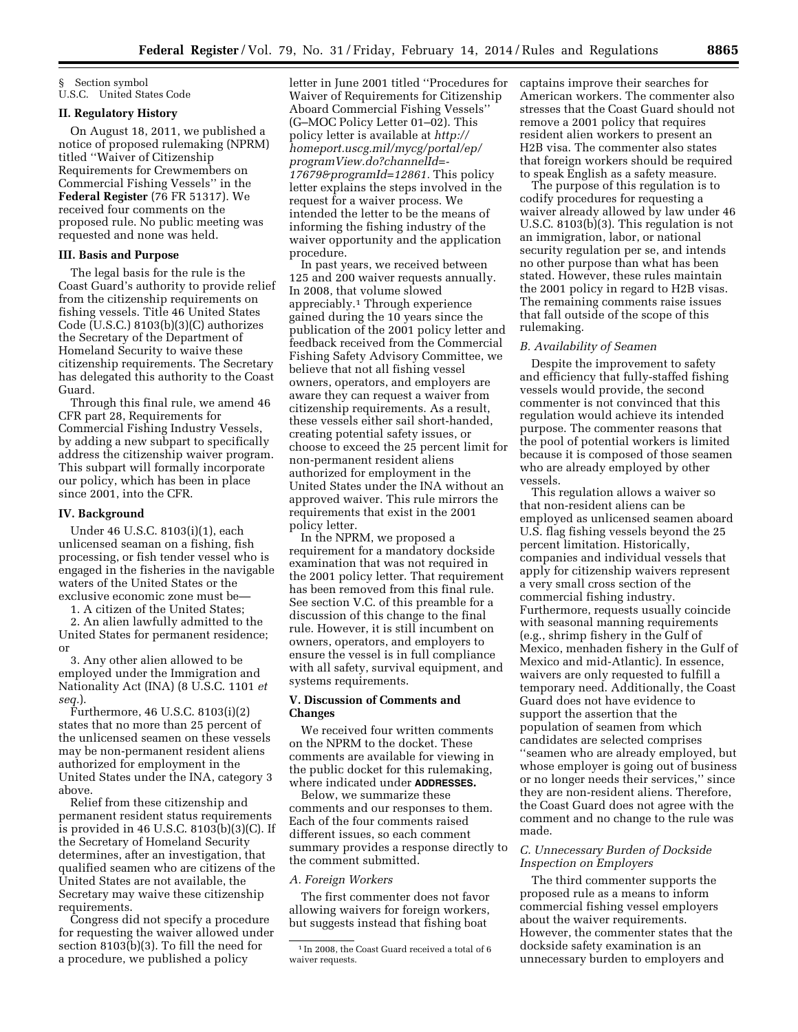§ Section symbol
U.S.C. United States Code

## II. Regulatory History

On August 18, 2011, we published a notice of proposed rulemaking (NPRM) titled ''Waiver of Citizenship Requirements for Crewmembers on Commercial Fishing Vessels'' in the **Federal Register** (76 FR 51317). We received four comments on the proposed rule. No public meeting was requested and none was held.

## III. Basis and Purpose

The legal basis for the rule is the Coast Guard's authority to provide relief from the citizenship requirements on fishing vessels. Title 46 United States Code (U.S.C.) 8103(b)(3)(C) authorizes the Secretary of the Department of Homeland Security to waive these citizenship requirements. The Secretary has delegated this authority to the Coast Guard.

Through this final rule, we amend 46 CFR part 28, Requirements for Commercial Fishing Industry Vessels, by adding a new subpart to specifically address the citizenship waiver program. This subpart will formally incorporate our policy, which has been in place since 2001, into the CFR.

## IV. Background

Under 46 U.S.C. 8103(i)(1), each unlicensed seaman on a fishing, fish processing, or fish tender vessel who is engaged in the fisheries in the navigable waters of the United States or the exclusive economic zone must be—

1. A citizen of the United States;
2. An alien lawfully admitted to the United States for permanent residence; or
3. Any other alien allowed to be employed under the Immigration and Nationality Act (INA) (8 U.S.C. 1101 *et seq.*).

Furthermore, 46 U.S.C. 8103(i)(2) states that no more than 25 percent of the unlicensed seamen on these vessels may be non-permanent resident aliens authorized for employment in the United States under the INA, category 3 above.

Relief from these citizenship and permanent resident status requirements is provided in 46 U.S.C. 8103(b)(3)(C). If the Secretary of Homeland Security determines, after an investigation, that qualified seamen who are citizens of the United States are not available, the Secretary may waive these citizenship requirements.

Congress did not specify a procedure for requesting the waiver allowed under section 8103(b)(3). To fill the need for a procedure, we published a policy letter in June 2001 titled ''Procedures for Waiver of Requirements for Citizenship Aboard Commercial Fishing Vessels'' (G–MOC Policy Letter 01–02). This policy letter is available at *http://homeport.uscg.mil/mycg/portal/ep/programView.do?channelId=-17679&programId=12861.* This policy letter explains the steps involved in the request for a waiver process. We intended the letter to be the means of informing the fishing industry of the waiver opportunity and the application procedure.

In past years, we received between 125 and 200 waiver requests annually. In 2008, that volume slowed appreciably.[1] Through experience gained during the 10 years since the publication of the 2001 policy letter and feedback received from the Commercial Fishing Safety Advisory Committee, we believe that not all fishing vessel owners, operators, and employers are aware they can request a waiver from citizenship requirements. As a result, these vessels either sail short-handed, creating potential safety issues, or choose to exceed the 25 percent limit for non-permanent resident aliens authorized for employment in the United States under the INA without an approved waiver. This rule mirrors the requirements that exist in the 2001 policy letter.

In the NPRM, we proposed a requirement for a mandatory dockside examination that was not required in the 2001 policy letter. That requirement has been removed from this final rule. See section V.C. of this preamble for a discussion of this change to the final rule. However, it is still incumbent on owners, operators, and employers to ensure the vessel is in full compliance with all safety, survival equipment, and systems requirements.

## V. Discussion of Comments and Changes

We received four written comments on the NPRM to the docket. These comments are available for viewing in the public docket for this rulemaking, where indicated under **ADDRESSES.**

Below, we summarize these comments and our responses to them. Each of the four comments raised different issues, so each comment summary provides a response directly to the comment submitted.

### *A. Foreign Workers*

The first commenter does not favor allowing waivers for foreign workers, but suggests instead that fishing boat captains improve their searches for American workers. The commenter also stresses that the Coast Guard should not remove a 2001 policy that requires resident alien workers to present an H2B visa. The commenter also states that foreign workers should be required to speak English as a safety measure.

The purpose of this regulation is to codify procedures for requesting a waiver already allowed by law under 46 U.S.C. 8103(b)(3). This regulation is not an immigration, labor, or national security regulation per se, and intends no other purpose than what has been stated. However, these rules maintain the 2001 policy in regard to H2B visas. The remaining comments raise issues that fall outside of the scope of this rulemaking.

### *B. Availability of Seamen*

Despite the improvement to safety and efficiency that fully-staffed fishing vessels would provide, the second commenter is not convinced that this regulation would achieve its intended purpose. The commenter reasons that the pool of potential workers is limited because it is composed of those seamen who are already employed by other vessels.

This regulation allows a waiver so that non-resident aliens can be employed as unlicensed seamen aboard U.S. flag fishing vessels beyond the 25 percent limitation. Historically, companies and individual vessels that apply for citizenship waivers represent a very small cross section of the commercial fishing industry. Furthermore, requests usually coincide with seasonal manning requirements (e.g., shrimp fishery in the Gulf of Mexico, menhaden fishery in the Gulf of Mexico and mid-Atlantic). In essence, waivers are only requested to fulfill a temporary need. Additionally, the Coast Guard does not have evidence to support the assertion that the population of seamen from which candidates are selected comprises ''seamen who are already employed, but whose employer is going out of business or no longer needs their services,'' since they are non-resident aliens. Therefore, the Coast Guard does not agree with the comment and no change to the rule was made.

### *C. Unnecessary Burden of Dockside Inspection on Employers*

The third commenter supports the proposed rule as a means to inform commercial fishing vessel employers about the waiver requirements. However, the commenter states that the dockside safety examination is an unnecessary burden to employers and

[1] In 2008, the Coast Guard received a total of 6 waiver requests.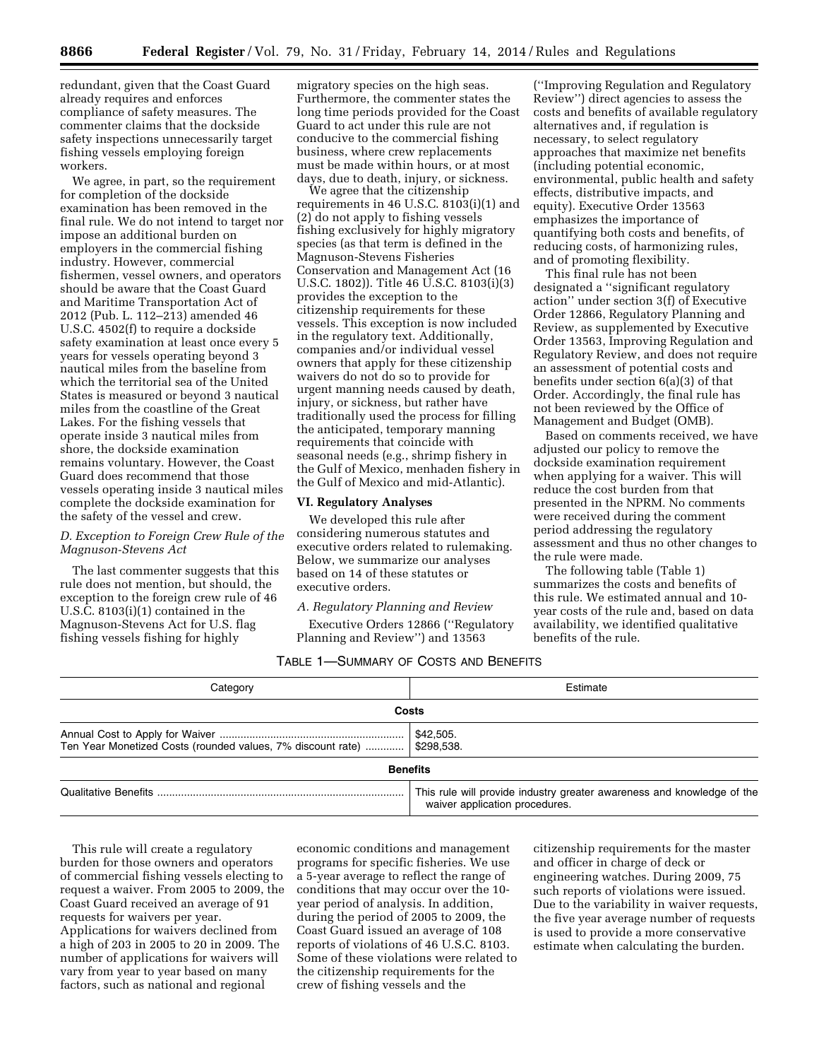redundant, given that the Coast Guard already requires and enforces compliance of safety measures. The commenter claims that the dockside safety inspections unnecessarily target fishing vessels employing foreign workers.

We agree, in part, so the requirement for completion of the dockside examination has been removed in the final rule. We do not intend to target nor impose an additional burden on employers in the commercial fishing industry. However, commercial fishermen, vessel owners, and operators should be aware that the Coast Guard and Maritime Transportation Act of 2012 (Pub. L. 112–213) amended 46 U.S.C. 4502(f) to require a dockside safety examination at least once every 5 years for vessels operating beyond 3 nautical miles from the baseline from which the territorial sea of the United States is measured or beyond 3 nautical miles from the coastline of the Great Lakes. For the fishing vessels that operate inside 3 nautical miles from shore, the dockside examination remains voluntary. However, the Coast Guard does recommend that those vessels operating inside 3 nautical miles complete the dockside examination for the safety of the vessel and crew.

*D. Exception to Foreign Crew Rule of the Magnuson-Stevens Act*

The last commenter suggests that this rule does not mention, but should, the exception to the foreign crew rule of 46 U.S.C. 8103(i)(1) contained in the Magnuson-Stevens Act for U.S. flag fishing vessels fishing for highly migratory species on the high seas. Furthermore, the commenter states the long time periods provided for the Coast Guard to act under this rule are not conducive to the commercial fishing business, where crew replacements must be made within hours, or at most days, due to death, injury, or sickness.

We agree that the citizenship requirements in 46 U.S.C. 8103(i)(1) and (2) do not apply to fishing vessels fishing exclusively for highly migratory species (as that term is defined in the Magnuson-Stevens Fisheries Conservation and Management Act (16 U.S.C. 1802)). Title 46 U.S.C. 8103(i)(3) provides the exception to the citizenship requirements for these vessels. This exception is now included in the regulatory text. Additionally, companies and/or individual vessel owners that apply for these citizenship waivers do not do so to provide for urgent manning needs caused by death, injury, or sickness, but rather have traditionally used the process for filling the anticipated, temporary manning requirements that coincide with seasonal needs (e.g., shrimp fishery in the Gulf of Mexico, menhaden fishery in the Gulf of Mexico and mid-Atlantic).

## VI. Regulatory Analyses

We developed this rule after considering numerous statutes and executive orders related to rulemaking. Below, we summarize our analyses based on 14 of these statutes or executive orders.

*A. Regulatory Planning and Review*

Executive Orders 12866 (''Regulatory Planning and Review'') and 13563 (''Improving Regulation and Regulatory Review'') direct agencies to assess the costs and benefits of available regulatory alternatives and, if regulation is necessary, to select regulatory approaches that maximize net benefits (including potential economic, environmental, public health and safety effects, distributive impacts, and equity). Executive Order 13563 emphasizes the importance of quantifying both costs and benefits, of reducing costs, of harmonizing rules, and of promoting flexibility.

This final rule has not been designated a ''significant regulatory action'' under section 3(f) of Executive Order 12866, Regulatory Planning and Review, as supplemented by Executive Order 13563, Improving Regulation and Regulatory Review, and does not require an assessment of potential costs and benefits under section 6(a)(3) of that Order. Accordingly, the final rule has not been reviewed by the Office of Management and Budget (OMB).

Based on comments received, we have adjusted our policy to remove the dockside examination requirement when applying for a waiver. This will reduce the cost burden from that presented in the NPRM. No comments were received during the comment period addressing the regulatory assessment and thus no other changes to the rule were made.

The following table (Table 1) summarizes the costs and benefits of this rule. We estimated annual and 10-year costs of the rule and, based on data availability, we identified qualitative benefits of the rule.

TABLE 1—SUMMARY OF COSTS AND BENEFITS

| Category | Estimate |
|---|---|
| **Costs** | |
| Annual Cost to Apply for Waiver | $42,505. |
| Ten Year Monetized Costs (rounded values, 7% discount rate) | $298,538. |
| **Benefits** | |
| Qualitative Benefits | This rule will provide industry greater awareness and knowledge of the waiver application procedures. |

This rule will create a regulatory burden for those owners and operators of commercial fishing vessels electing to request a waiver. From 2005 to 2009, the Coast Guard received an average of 91 requests for waivers per year. Applications for waivers declined from a high of 203 in 2005 to 20 in 2009. The number of applications for waivers will vary from year to year based on many factors, such as national and regional economic conditions and management programs for specific fisheries. We use a 5-year average to reflect the range of conditions that may occur over the 10-year period of analysis. In addition, during the period of 2005 to 2009, the Coast Guard issued an average of 108 reports of violations of 46 U.S.C. 8103. Some of these violations were related to the citizenship requirements for the crew of fishing vessels and the citizenship requirements for the master and officer in charge of deck or engineering watches. During 2009, 75 such reports of violations were issued. Due to the variability in waiver requests, the five year average number of requests is used to provide a more conservative estimate when calculating the burden.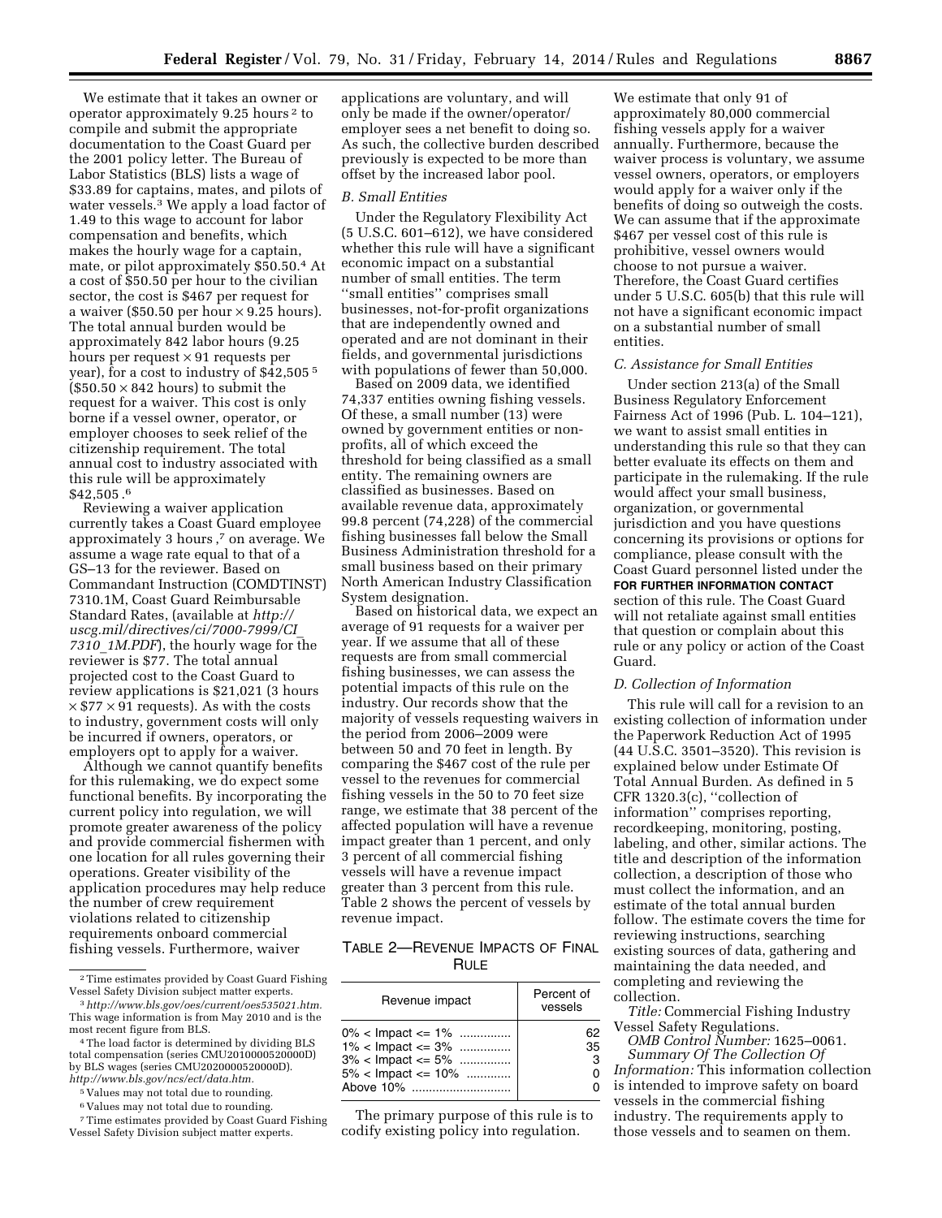We estimate that it takes an owner or operator approximately 9.25 hours [2] to compile and submit the appropriate documentation to the Coast Guard per the 2001 policy letter. The Bureau of Labor Statistics (BLS) lists a wage of $33.89 for captains, mates, and pilots of water vessels.[3] We apply a load factor of 1.49 to this wage to account for labor compensation and benefits, which makes the hourly wage for a captain, mate, or pilot approximately $50.50.[4] At a cost of $50.50 per hour to the civilian sector, the cost is $467 per request for a waiver ($50.50 per hour × 9.25 hours). The total annual burden would be approximately 842 labor hours (9.25 hours per request × 91 requests per year), for a cost to industry of $42,505 [5] ($50.50 × 842 hours) to submit the request for a waiver. This cost is only borne if a vessel owner, operator, or employer chooses to seek relief of the citizenship requirement. The total annual cost to industry associated with this rule will be approximately $42,505.[6]

Reviewing a waiver application currently takes a Coast Guard employee approximately 3 hours,[7] on average. We assume a wage rate equal to that of a GS–13 for the reviewer. Based on Commandant Instruction (COMDTINST) 7310.1M, Coast Guard Reimbursable Standard Rates, (available at *http://uscg.mil/directives/ci/7000-7999/CI_7310_1M.PDF*), the hourly wage for the reviewer is $77. The total annual projected cost to the Coast Guard to review applications is $21,021 (3 hours × $77 × 91 requests). As with the costs to industry, government costs will only be incurred if owners, operators, or employers opt to apply for a waiver.

Although we cannot quantify benefits for this rulemaking, we do expect some functional benefits. By incorporating the current policy into regulation, we will promote greater awareness of the policy and provide commercial fishermen with one location for all rules governing their operations. Greater visibility of the application procedures may help reduce the number of crew requirement violations related to citizenship requirements onboard commercial fishing vessels. Furthermore, waiver applications are voluntary, and will only be made if the owner/operator/employer sees a net benefit to doing so. As such, the collective burden described previously is expected to be more than offset by the increased labor pool.

[2] Time estimates provided by Coast Guard Fishing Vessel Safety Division subject matter experts.

[3] *http://www.bls.gov/oes/current/oes535021.htm.* This wage information is from May 2010 and is the most recent figure from BLS.

[4] The load factor is determined by dividing BLS total compensation (series CMU2010000520000D) by BLS wages (series CMU2020000520000D). *http://www.bls.gov/ncs/ect/data.htm.*

[5] Values may not total due to rounding.

[6] Values may not total due to rounding.

[7] Time estimates provided by Coast Guard Fishing Vessel Safety Division subject matter experts.

### *B. Small Entities*

Under the Regulatory Flexibility Act (5 U.S.C. 601–612), we have considered whether this rule will have a significant economic impact on a substantial number of small entities. The term ''small entities'' comprises small businesses, not-for-profit organizations that are independently owned and operated and are not dominant in their fields, and governmental jurisdictions with populations of fewer than 50,000.

Based on 2009 data, we identified 74,337 entities owning fishing vessels. Of these, a small number (13) were owned by government entities or non-profits, all of which exceed the threshold for being classified as a small entity. The remaining owners are classified as businesses. Based on available revenue data, approximately 99.8 percent (74,228) of the commercial fishing businesses fall below the Small Business Administration threshold for a small business based on their primary North American Industry Classification System designation.

Based on historical data, we expect an average of 91 requests for a waiver per year. If we assume that all of these requests are from small commercial fishing businesses, we can assess the potential impacts of this rule on the industry. Our records show that the majority of vessels requesting waivers in the period from 2006–2009 were between 50 and 70 feet in length. By comparing the $467 cost of the rule per vessel to the revenues for commercial fishing vessels in the 50 to 70 feet size range, we estimate that 38 percent of the affected population will have a revenue impact greater than 1 percent, and only 3 percent of all commercial fishing vessels will have a revenue impact greater than 3 percent from this rule. Table 2 shows the percent of vessels by revenue impact.

TABLE 2—REVENUE IMPACTS OF FINAL RULE

| Revenue impact | Percent of vessels |
|---|---|
| 0% < Impact <= 1% | 62 |
| 1% < Impact <= 3% | 35 |
| 3% < Impact <= 5% | 3 |
| 5% < Impact <= 10% | 0 |
| Above 10% | 0 |

The primary purpose of this rule is to codify existing policy into regulation. We estimate that only 91 of approximately 80,000 commercial fishing vessels apply for a waiver annually. Furthermore, because the waiver process is voluntary, we assume vessel owners, operators, or employers would apply for a waiver only if the benefits of doing so outweigh the costs. We can assume that if the approximate $467 per vessel cost of this rule is prohibitive, vessel owners would choose to not pursue a waiver. Therefore, the Coast Guard certifies under 5 U.S.C. 605(b) that this rule will not have a significant economic impact on a substantial number of small entities.

### *C. Assistance for Small Entities*

Under section 213(a) of the Small Business Regulatory Enforcement Fairness Act of 1996 (Pub. L. 104–121), we want to assist small entities in understanding this rule so that they can better evaluate its effects on them and participate in the rulemaking. If the rule would affect your small business, organization, or governmental jurisdiction and you have questions concerning its provisions or options for compliance, please consult with the Coast Guard personnel listed under the **FOR FURTHER INFORMATION CONTACT** section of this rule. The Coast Guard will not retaliate against small entities that question or complain about this rule or any policy or action of the Coast Guard.

### *D. Collection of Information*

This rule will call for a revision to an existing collection of information under the Paperwork Reduction Act of 1995 (44 U.S.C. 3501–3520). This revision is explained below under Estimate Of Total Annual Burden. As defined in 5 CFR 1320.3(c), ''collection of information'' comprises reporting, recordkeeping, monitoring, posting, labeling, and other, similar actions. The title and description of the information collection, a description of those who must collect the information, and an estimate of the total annual burden follow. The estimate covers the time for reviewing instructions, searching existing sources of data, gathering and maintaining the data needed, and completing and reviewing the collection.

*Title:* Commercial Fishing Industry Vessel Safety Regulations.

*OMB Control Number:* 1625–0061.

*Summary Of The Collection Of Information:* This information collection is intended to improve safety on board vessels in the commercial fishing industry. The requirements apply to those vessels and to seamen on them.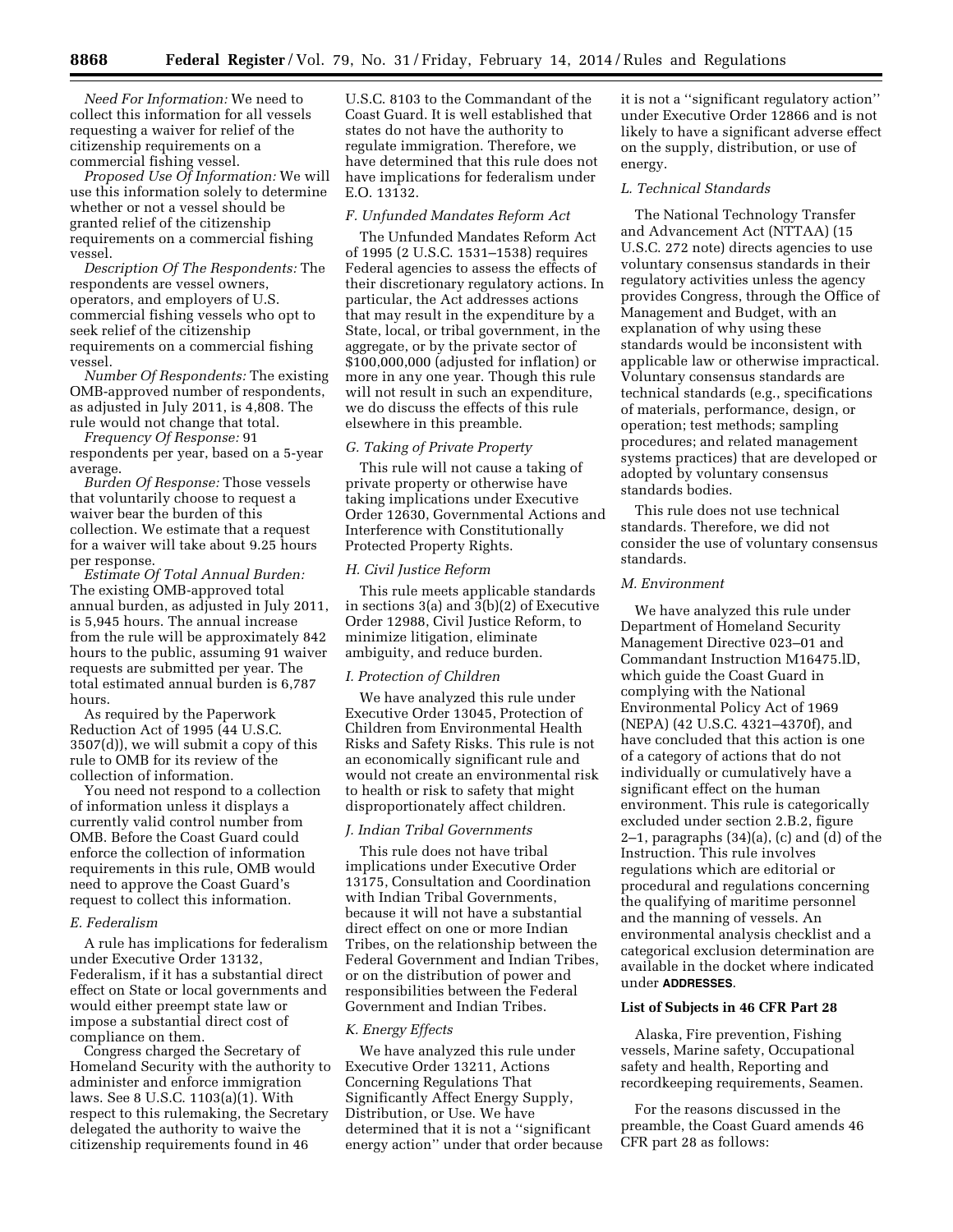*Need For Information:* We need to collect this information for all vessels requesting a waiver for relief of the citizenship requirements on a commercial fishing vessel.

*Proposed Use Of Information:* We will use this information solely to determine whether or not a vessel should be granted relief of the citizenship requirements on a commercial fishing vessel.

*Description Of The Respondents:* The respondents are vessel owners, operators, and employers of U.S. commercial fishing vessels who opt to seek relief of the citizenship requirements on a commercial fishing vessel.

*Number Of Respondents:* The existing OMB-approved number of respondents, as adjusted in July 2011, is 4,808. The rule would not change that total.

*Frequency Of Response:* 91 respondents per year, based on a 5-year average.

*Burden Of Response:* Those vessels that voluntarily choose to request a waiver bear the burden of this collection. We estimate that a request for a waiver will take about 9.25 hours per response.

*Estimate Of Total Annual Burden:* The existing OMB-approved total annual burden, as adjusted in July 2011, is 5,945 hours. The annual increase from the rule will be approximately 842 hours to the public, assuming 91 waiver requests are submitted per year. The total estimated annual burden is 6,787 hours.

As required by the Paperwork Reduction Act of 1995 (44 U.S.C. 3507(d)), we will submit a copy of this rule to OMB for its review of the collection of information.

You need not respond to a collection of information unless it displays a currently valid control number from OMB. Before the Coast Guard could enforce the collection of information requirements in this rule, OMB would need to approve the Coast Guard's request to collect this information.

### E. Federalism

A rule has implications for federalism under Executive Order 13132, Federalism, if it has a substantial direct effect on State or local governments and would either preempt state law or impose a substantial direct cost of compliance on them.

Congress charged the Secretary of Homeland Security with the authority to administer and enforce immigration laws. See 8 U.S.C. 1103(a)(1). With respect to this rulemaking, the Secretary delegated the authority to waive the citizenship requirements found in 46 U.S.C. 8103 to the Commandant of the Coast Guard. It is well established that states do not have the authority to regulate immigration. Therefore, we have determined that this rule does not have implications for federalism under E.O. 13132.

### F. Unfunded Mandates Reform Act

The Unfunded Mandates Reform Act of 1995 (2 U.S.C. 1531–1538) requires Federal agencies to assess the effects of their discretionary regulatory actions. In particular, the Act addresses actions that may result in the expenditure by a State, local, or tribal government, in the aggregate, or by the private sector of $100,000,000 (adjusted for inflation) or more in any one year. Though this rule will not result in such an expenditure, we do discuss the effects of this rule elsewhere in this preamble.

### G. Taking of Private Property

This rule will not cause a taking of private property or otherwise have taking implications under Executive Order 12630, Governmental Actions and Interference with Constitutionally Protected Property Rights.

### H. Civil Justice Reform

This rule meets applicable standards in sections 3(a) and 3(b)(2) of Executive Order 12988, Civil Justice Reform, to minimize litigation, eliminate ambiguity, and reduce burden.

### I. Protection of Children

We have analyzed this rule under Executive Order 13045, Protection of Children from Environmental Health Risks and Safety Risks. This rule is not an economically significant rule and would not create an environmental risk to health or risk to safety that might disproportionately affect children.

### J. Indian Tribal Governments

This rule does not have tribal implications under Executive Order 13175, Consultation and Coordination with Indian Tribal Governments, because it will not have a substantial direct effect on one or more Indian Tribes, on the relationship between the Federal Government and Indian Tribes, or on the distribution of power and responsibilities between the Federal Government and Indian Tribes.

### K. Energy Effects

We have analyzed this rule under Executive Order 13211, Actions Concerning Regulations That Significantly Affect Energy Supply, Distribution, or Use. We have determined that it is not a "significant energy action" under that order because it is not a "significant regulatory action" under Executive Order 12866 and is not likely to have a significant adverse effect on the supply, distribution, or use of energy.

### L. Technical Standards

The National Technology Transfer and Advancement Act (NTTAA) (15 U.S.C. 272 note) directs agencies to use voluntary consensus standards in their regulatory activities unless the agency provides Congress, through the Office of Management and Budget, with an explanation of why using these standards would be inconsistent with applicable law or otherwise impractical. Voluntary consensus standards are technical standards (e.g., specifications of materials, performance, design, or operation; test methods; sampling procedures; and related management systems practices) that are developed or adopted by voluntary consensus standards bodies.

This rule does not use technical standards. Therefore, we did not consider the use of voluntary consensus standards.

### M. Environment

We have analyzed this rule under Department of Homeland Security Management Directive 023–01 and Commandant Instruction M16475.lD, which guide the Coast Guard in complying with the National Environmental Policy Act of 1969 (NEPA) (42 U.S.C. 4321–4370f), and have concluded that this action is one of a category of actions that do not individually or cumulatively have a significant effect on the human environment. This rule is categorically excluded under section 2.B.2, figure 2–1, paragraphs (34)(a), (c) and (d) of the Instruction. This rule involves regulations which are editorial or procedural and regulations concerning the qualifying of maritime personnel and the manning of vessels. An environmental analysis checklist and a categorical exclusion determination are available in the docket where indicated under **ADDRESSES**.

## List of Subjects in 46 CFR Part 28

Alaska, Fire prevention, Fishing vessels, Marine safety, Occupational safety and health, Reporting and recordkeeping requirements, Seamen.

For the reasons discussed in the preamble, the Coast Guard amends 46 CFR part 28 as follows: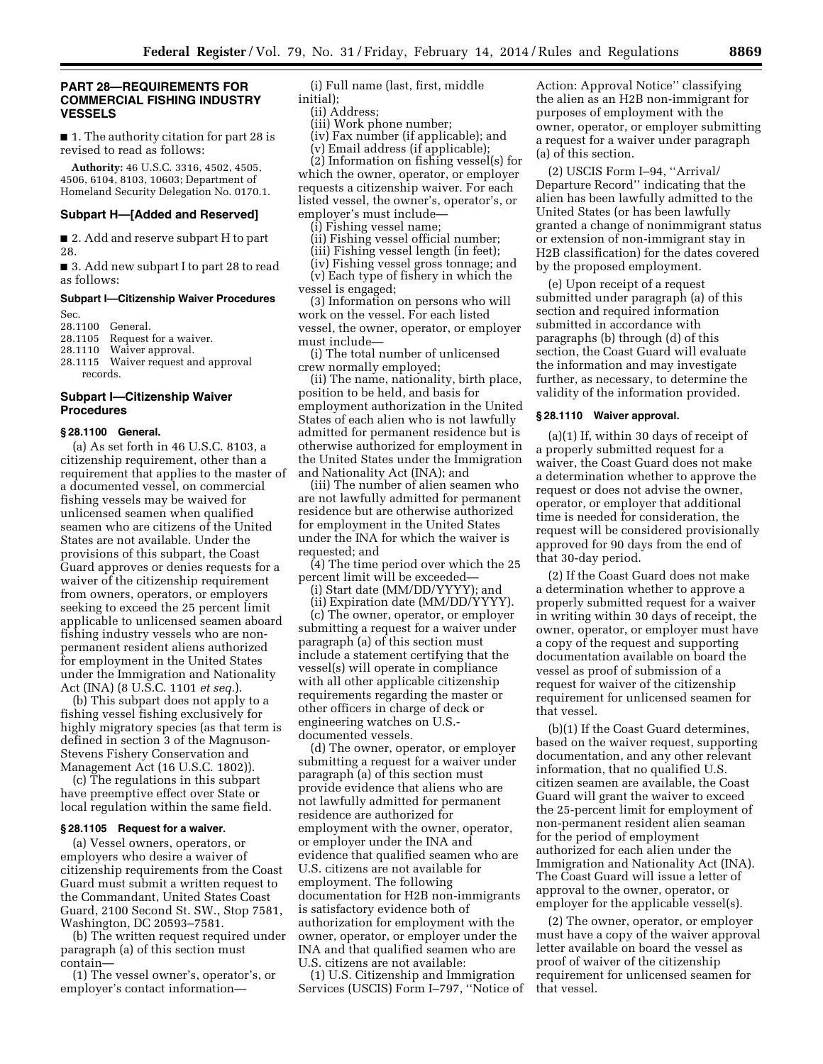## PART 28—REQUIREMENTS FOR COMMERCIAL FISHING INDUSTRY VESSELS

■ 1. The authority citation for part 28 is revised to read as follows:

**Authority:** 46 U.S.C. 3316, 4502, 4505, 4506, 6104, 8103, 10603; Department of Homeland Security Delegation No. 0170.1.

### Subpart H—[Added and Reserved]

■ 2. Add and reserve subpart H to part 28.

■ 3. Add new subpart I to part 28 to read as follows:

### Subpart I—Citizenship Waiver Procedures

Sec.
28.1100 General.
28.1105 Request for a waiver.
28.1110 Waiver approval.
28.1115 Waiver request and approval records.

### Subpart I—Citizenship Waiver Procedures

#### § 28.1100 General.

(a) As set forth in 46 U.S.C. 8103, a citizenship requirement, other than a requirement that applies to the master of a documented vessel, on commercial fishing vessels may be waived for unlicensed seamen when qualified seamen who are citizens of the United States are not available. Under the provisions of this subpart, the Coast Guard approves or denies requests for a waiver of the citizenship requirement from owners, operators, or employers seeking to exceed the 25 percent limit applicable to unlicensed seamen aboard fishing industry vessels who are non-permanent resident aliens authorized for employment in the United States under the Immigration and Nationality Act (INA) (8 U.S.C. 1101 *et seq.*).

(b) This subpart does not apply to a fishing vessel fishing exclusively for highly migratory species (as that term is defined in section 3 of the Magnuson-Stevens Fishery Conservation and Management Act (16 U.S.C. 1802)).

(c) The regulations in this subpart have preemptive effect over State or local regulation within the same field.

#### § 28.1105 Request for a waiver.

(a) Vessel owners, operators, or employers who desire a waiver of citizenship requirements from the Coast Guard must submit a written request to the Commandant, United States Coast Guard, 2100 Second St. SW., Stop 7581, Washington, DC 20593–7581.

(b) The written request required under paragraph (a) of this section must contain—

(1) The vessel owner's, operator's, or employer's contact information—

(i) Full name (last, first, middle initial);

(ii) Address;

(iii) Work phone number;

(iv) Fax number (if applicable); and

(v) Email address (if applicable);

(2) Information on fishing vessel(s) for which the owner, operator, or employer requests a citizenship waiver. For each listed vessel, the owner's, operator's, or employer's must include—

(i) Fishing vessel name;

(ii) Fishing vessel official number;

(iii) Fishing vessel length (in feet);

(iv) Fishing vessel gross tonnage; and

(v) Each type of fishery in which the vessel is engaged;

(3) Information on persons who will work on the vessel. For each listed vessel, the owner, operator, or employer must include—

(i) The total number of unlicensed crew normally employed;

(ii) The name, nationality, birth place, position to be held, and basis for employment authorization in the United States of each alien who is not lawfully admitted for permanent residence but is otherwise authorized for employment in the United States under the Immigration and Nationality Act (INA); and

(iii) The number of alien seamen who are not lawfully admitted for permanent residence but are otherwise authorized for employment in the United States under the INA for which the waiver is requested; and

(4) The time period over which the 25 percent limit will be exceeded—

(i) Start date (MM/DD/YYYY); and

(ii) Expiration date (MM/DD/YYYY).

(c) The owner, operator, or employer submitting a request for a waiver under paragraph (a) of this section must include a statement certifying that the vessel(s) will operate in compliance with all other applicable citizenship requirements regarding the master or other officers in charge of deck or engineering watches on U.S.-documented vessels.

(d) The owner, operator, or employer submitting a request for a waiver under paragraph (a) of this section must provide evidence that aliens who are not lawfully admitted for permanent residence are authorized for employment with the owner, operator, or employer under the INA and evidence that qualified seamen who are U.S. citizens are not available for employment. The following documentation for H2B non-immigrants is satisfactory evidence both of authorization for employment with the owner, operator, or employer under the INA and that qualified seamen who are U.S. citizens are not available:

(1) U.S. Citizenship and Immigration Services (USCIS) Form I–797, "Notice of Action: Approval Notice" classifying the alien as an H2B non-immigrant for purposes of employment with the owner, operator, or employer submitting a request for a waiver under paragraph (a) of this section.

(2) USCIS Form I–94, "Arrival/Departure Record" indicating that the alien has been lawfully admitted to the United States (or has been lawfully granted a change of nonimmigrant status or extension of non-immigrant stay in H2B classification) for the dates covered by the proposed employment.

(e) Upon receipt of a request submitted under paragraph (a) of this section and required information submitted in accordance with paragraphs (b) through (d) of this section, the Coast Guard will evaluate the information and may investigate further, as necessary, to determine the validity of the information provided.

#### § 28.1110 Waiver approval.

(a)(1) If, within 30 days of receipt of a properly submitted request for a waiver, the Coast Guard does not make a determination whether to approve the request or does not advise the owner, operator, or employer that additional time is needed for consideration, the request will be considered provisionally approved for 90 days from the end of that 30-day period.

(2) If the Coast Guard does not make a determination whether to approve a properly submitted request for a waiver in writing within 30 days of receipt, the owner, operator, or employer must have a copy of the request and supporting documentation available on board the vessel as proof of submission of a request for waiver of the citizenship requirement for unlicensed seamen for that vessel.

(b)(1) If the Coast Guard determines, based on the waiver request, supporting documentation, and any other relevant information, that no qualified U.S. citizen seamen are available, the Coast Guard will grant the waiver to exceed the 25-percent limit for employment of non-permanent resident alien seaman for the period of employment authorized for each alien under the Immigration and Nationality Act (INA). The Coast Guard will issue a letter of approval to the owner, operator, or employer for the applicable vessel(s).

(2) The owner, operator, or employer must have a copy of the waiver approval letter available on board the vessel as proof of waiver of the citizenship requirement for unlicensed seamen for that vessel.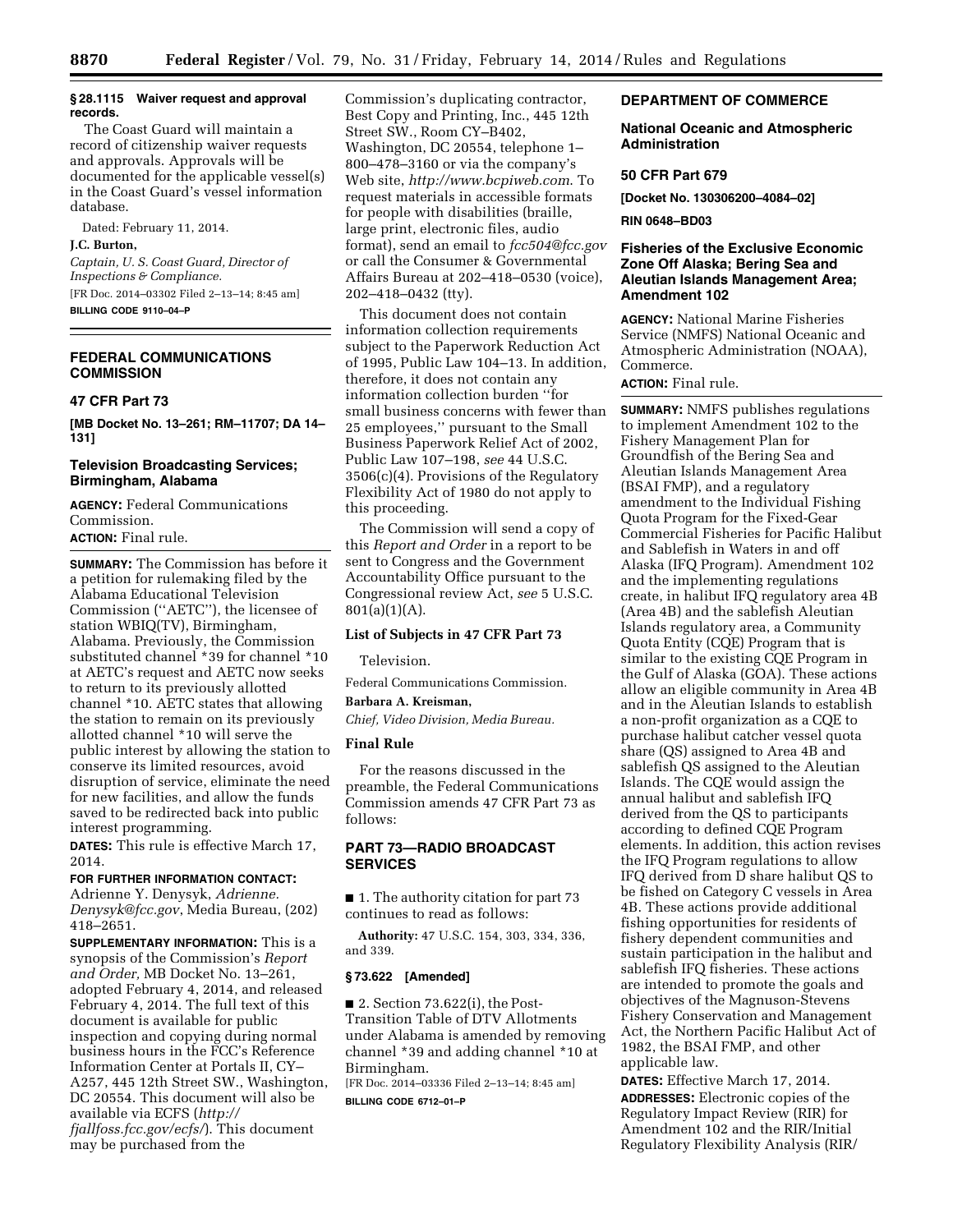### § 28.1115 Waiver request and approval records.

The Coast Guard will maintain a record of citizenship waiver requests and approvals. Approvals will be documented for the applicable vessel(s) in the Coast Guard's vessel information database.

Dated: February 11, 2014.

**J.C. Burton,**

*Captain, U. S. Coast Guard, Director of Inspections & Compliance.*

[FR Doc. 2014–03302 Filed 2–13–14; 8:45 am]

**BILLING CODE 9110–04–P**

---

## FEDERAL COMMUNICATIONS COMMISSION

### 47 CFR Part 73

**[MB Docket No. 13–261; RM–11707; DA 14–131]**

### Television Broadcasting Services; Birmingham, Alabama

**AGENCY:** Federal Communications Commission.

**ACTION:** Final rule.

**SUMMARY:** The Commission has before it a petition for rulemaking filed by the Alabama Educational Television Commission (''AETC''), the licensee of station WBIQ(TV), Birmingham, Alabama. Previously, the Commission substituted channel *39 for channel *10 at AETC's request and AETC now seeks to return to its previously allotted channel *10. AETC states that allowing the station to remain on its previously allotted channel *10 will serve the public interest by allowing the station to conserve its limited resources, avoid disruption of service, eliminate the need for new facilities, and allow the funds saved to be redirected back into public interest programming.

**DATES:** This rule is effective March 17, 2014.

**FOR FURTHER INFORMATION CONTACT:** Adrienne Y. Denysyk, *Adrienne.Denysyk@fcc.gov*, Media Bureau, (202) 418–2651.

**SUPPLEMENTARY INFORMATION:** This is a synopsis of the Commission's *Report and Order*, MB Docket No. 13–261, adopted February 4, 2014, and released February 4, 2014. The full text of this document is available for public inspection and copying during normal business hours in the FCC's Reference Information Center at Portals II, CY–A257, 445 12th Street SW., Washington, DC 20554. This document will also be available via ECFS (*http://fjallfoss.fcc.gov/ecfs/*). This document may be purchased from the Commission's duplicating contractor, Best Copy and Printing, Inc., 445 12th Street SW., Room CY–B402, Washington, DC 20554, telephone 1–800–478–3160 or via the company's Web site, *http://www.bcpiweb.com*. To request materials in accessible formats for people with disabilities (braille, large print, electronic files, audio format), send an email to *fcc504@fcc.gov* or call the Consumer & Governmental Affairs Bureau at 202–418–0530 (voice), 202–418–0432 (tty).

This document does not contain information collection requirements subject to the Paperwork Reduction Act of 1995, Public Law 104–13. In addition, therefore, it does not contain any information collection burden ''for small business concerns with fewer than 25 employees,'' pursuant to the Small Business Paperwork Relief Act of 2002, Public Law 107–198, *see* 44 U.S.C. 3506(c)(4). Provisions of the Regulatory Flexibility Act of 1980 do not apply to this proceeding.

The Commission will send a copy of this *Report and Order* in a report to be sent to Congress and the Government Accountability Office pursuant to the Congressional review Act, *see* 5 U.S.C. 801(a)(1)(A).

### List of Subjects in 47 CFR Part 73

Television.

Federal Communications Commission.

**Barbara A. Kreisman,**

*Chief, Video Division, Media Bureau.*

### Final Rule

For the reasons discussed in the preamble, the Federal Communications Commission amends 47 CFR Part 73 as follows:

## PART 73—RADIO BROADCAST SERVICES

■ 1. The authority citation for part 73 continues to read as follows:

**Authority:** 47 U.S.C. 154, 303, 334, 336, and 339.

### § 73.622 [Amended]

■ 2. Section 73.622(i), the Post-Transition Table of DTV Allotments under Alabama is amended by removing channel *39 and adding channel *10 at Birmingham.

[FR Doc. 2014–03336 Filed 2–13–14; 8:45 am]

**BILLING CODE 6712–01–P**

---

## DEPARTMENT OF COMMERCE

### National Oceanic and Atmospheric Administration

### 50 CFR Part 679

**[Docket No. 130306200–4084–02]**

**RIN 0648–BD03**

### Fisheries of the Exclusive Economic Zone Off Alaska; Bering Sea and Aleutian Islands Management Area; Amendment 102

**AGENCY:** National Marine Fisheries Service (NMFS) National Oceanic and Atmospheric Administration (NOAA), Commerce.

**ACTION:** Final rule.

**SUMMARY:** NMFS publishes regulations to implement Amendment 102 to the Fishery Management Plan for Groundfish of the Bering Sea and Aleutian Islands Management Area (BSAI FMP), and a regulatory amendment to the Individual Fishing Quota Program for the Fixed-Gear Commercial Fisheries for Pacific Halibut and Sablefish in Waters in and off Alaska (IFQ Program). Amendment 102 and the implementing regulations create, in halibut IFQ regulatory area 4B (Area 4B) and the sablefish Aleutian Islands regulatory area, a Community Quota Entity (CQE) Program that is similar to the existing CQE Program in the Gulf of Alaska (GOA). These actions allow an eligible community in Area 4B and in the Aleutian Islands to establish a non-profit organization as a CQE to purchase halibut catcher vessel quota share (QS) assigned to Area 4B and sablefish QS assigned to the Aleutian Islands. The CQE would assign the annual halibut and sablefish IFQ derived from the QS to participants according to defined CQE Program elements. In addition, this action revises the IFQ Program regulations to allow IFQ derived from D share halibut QS to be fished on Category C vessels in Area 4B. These actions provide additional fishing opportunities for residents of fishery dependent communities and sustain participation in the halibut and sablefish IFQ fisheries. These actions are intended to promote the goals and objectives of the Magnuson-Stevens Fishery Conservation and Management Act, the Northern Pacific Halibut Act of 1982, the BSAI FMP, and other applicable law.

**DATES:** Effective March 17, 2014.

**ADDRESSES:** Electronic copies of the Regulatory Impact Review (RIR) for Amendment 102 and the RIR/Initial Regulatory Flexibility Analysis (RIR/